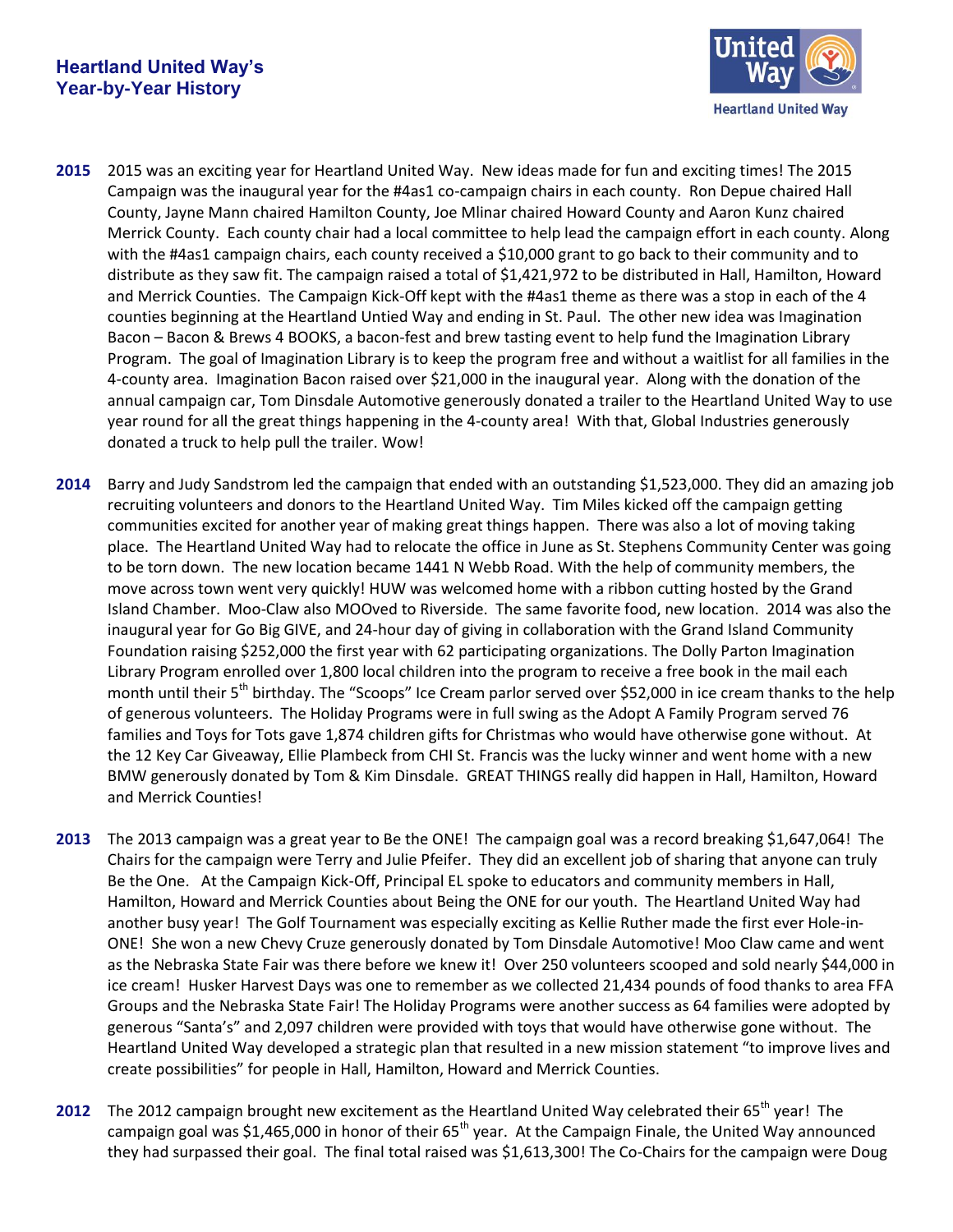# Heartland United Way's Year-by-Year History

**2015** 2015 was an exciting year for Heartland United Way. New ideas made for fun and exciting times! The 2015 Campaign was the inaugural year for the #4as1 co-campaign chairs in each county. Ron Depue chaired Hall County, Jayne Mann chaired Hamilton County, Joe Mlinar chaired Howard County and Aaron Kunz chaired Merrick County. Each county chair had a local committee to help lead the campaign effort in each county. Along with the #4as1 campaign chairs, each county received a $10,000 grant to go back to their community and to distribute as they saw fit. The campaign raised a total of $1,421,972 to be distributed in Hall, Hamilton, Howard and Merrick Counties. The Campaign Kick-Off kept with the #4as1 theme as there was a stop in each of the 4 counties beginning at the Heartland Untied Way and ending in St. Paul. The other new idea was Imagination Bacon – Bacon & Brews 4 BOOKS, a bacon-fest and brew tasting event to help fund the Imagination Library Program. The goal of Imagination Library is to keep the program free and without a waitlist for all families in the 4-county area. Imagination Bacon raised over $21,000 in the inaugural year. Along with the donation of the annual campaign car, Tom Dinsdale Automotive generously donated a trailer to the Heartland United Way to use year round for all the great things happening in the 4-county area! With that, Global Industries generously donated a truck to help pull the trailer. Wow!

**2014** Barry and Judy Sandstrom led the campaign that ended with an outstanding $1,523,000. They did an amazing job recruiting volunteers and donors to the Heartland United Way. Tim Miles kicked off the campaign getting communities excited for another year of making great things happen. There was also a lot of moving taking place. The Heartland United Way had to relocate the office in June as St. Stephens Community Center was going to be torn down. The new location became 1441 N Webb Road. With the help of community members, the move across town went very quickly! HUW was welcomed home with a ribbon cutting hosted by the Grand Island Chamber. Moo-Claw also MOOved to Riverside. The same favorite food, new location. 2014 was also the inaugural year for Go Big GIVE, and 24-hour day of giving in collaboration with the Grand Island Community Foundation raising $252,000 the first year with 62 participating organizations. The Dolly Parton Imagination Library Program enrolled over 1,800 local children into the program to receive a free book in the mail each month until their 5th birthday. The "Scoops" Ice Cream parlor served over $52,000 in ice cream thanks to the help of generous volunteers. The Holiday Programs were in full swing as the Adopt A Family Program served 76 families and Toys for Tots gave 1,874 children gifts for Christmas who would have otherwise gone without. At the 12 Key Car Giveaway, Ellie Plambeck from CHI St. Francis was the lucky winner and went home with a new BMW generously donated by Tom & Kim Dinsdale. GREAT THINGS really did happen in Hall, Hamilton, Howard and Merrick Counties!

**2013** The 2013 campaign was a great year to Be the ONE! The campaign goal was a record breaking $1,647,064! The Chairs for the campaign were Terry and Julie Pfeifer. They did an excellent job of sharing that anyone can truly Be the One. At the Campaign Kick-Off, Principal EL spoke to educators and community members in Hall, Hamilton, Howard and Merrick Counties about Being the ONE for our youth. The Heartland United Way had another busy year! The Golf Tournament was especially exciting as Kellie Ruther made the first ever Hole-in-ONE! She won a new Chevy Cruze generously donated by Tom Dinsdale Automotive! Moo Claw came and went as the Nebraska State Fair was there before we knew it! Over 250 volunteers scooped and sold nearly $44,000 in ice cream! Husker Harvest Days was one to remember as we collected 21,434 pounds of food thanks to area FFA Groups and the Nebraska State Fair! The Holiday Programs were another success as 64 families were adopted by generous "Santa's" and 2,097 children were provided with toys that would have otherwise gone without. The Heartland United Way developed a strategic plan that resulted in a new mission statement "to improve lives and create possibilities" for people in Hall, Hamilton, Howard and Merrick Counties.

**2012** The 2012 campaign brought new excitement as the Heartland United Way celebrated their 65th year! The campaign goal was $1,465,000 in honor of their 65th year. At the Campaign Finale, the United Way announced they had surpassed their goal. The final total raised was $1,613,300! The Co-Chairs for the campaign were Doug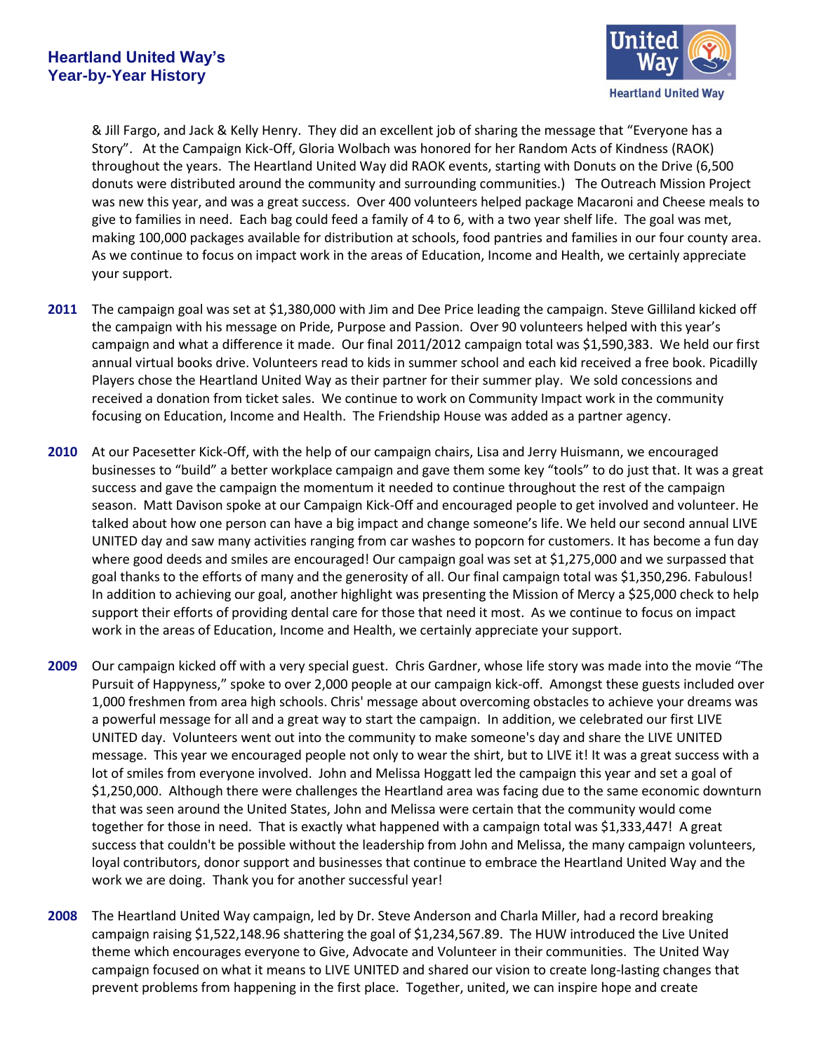& Jill Fargo, and Jack & Kelly Henry. They did an excellent job of sharing the message that "Everyone has a Story". At the Campaign Kick-Off, Gloria Wolbach was honored for her Random Acts of Kindness (RAOK) throughout the years. The Heartland United Way did RAOK events, starting with Donuts on the Drive (6,500 donuts were distributed around the community and surrounding communities.) The Outreach Mission Project was new this year, and was a great success. Over 400 volunteers helped package Macaroni and Cheese meals to give to families in need. Each bag could feed a family of 4 to 6, with a two year shelf life. The goal was met, making 100,000 packages available for distribution at schools, food pantries and families in our four county area. As we continue to focus on impact work in the areas of Education, Income and Health, we certainly appreciate your support.

**2011** The campaign goal was set at $1,380,000 with Jim and Dee Price leading the campaign. Steve Gilliland kicked off the campaign with his message on Pride, Purpose and Passion. Over 90 volunteers helped with this year's campaign and what a difference it made. Our final 2011/2012 campaign total was $1,590,383. We held our first annual virtual books drive. Volunteers read to kids in summer school and each kid received a free book. Picadilly Players chose the Heartland United Way as their partner for their summer play. We sold concessions and received a donation from ticket sales. We continue to work on Community Impact work in the community focusing on Education, Income and Health. The Friendship House was added as a partner agency.

**2010** At our Pacesetter Kick-Off, with the help of our campaign chairs, Lisa and Jerry Huismann, we encouraged businesses to "build" a better workplace campaign and gave them some key "tools" to do just that. It was a great success and gave the campaign the momentum it needed to continue throughout the rest of the campaign season. Matt Davison spoke at our Campaign Kick-Off and encouraged people to get involved and volunteer. He talked about how one person can have a big impact and change someone's life. We held our second annual LIVE UNITED day and saw many activities ranging from car washes to popcorn for customers. It has become a fun day where good deeds and smiles are encouraged! Our campaign goal was set at $1,275,000 and we surpassed that goal thanks to the efforts of many and the generosity of all. Our final campaign total was $1,350,296. Fabulous! In addition to achieving our goal, another highlight was presenting the Mission of Mercy a $25,000 check to help support their efforts of providing dental care for those that need it most. As we continue to focus on impact work in the areas of Education, Income and Health, we certainly appreciate your support.

**2009** Our campaign kicked off with a very special guest. Chris Gardner, whose life story was made into the movie "The Pursuit of Happyness," spoke to over 2,000 people at our campaign kick-off. Amongst these guests included over 1,000 freshmen from area high schools. Chris' message about overcoming obstacles to achieve your dreams was a powerful message for all and a great way to start the campaign. In addition, we celebrated our first LIVE UNITED day. Volunteers went out into the community to make someone's day and share the LIVE UNITED message. This year we encouraged people not only to wear the shirt, but to LIVE it! It was a great success with a lot of smiles from everyone involved. John and Melissa Hoggatt led the campaign this year and set a goal of $1,250,000. Although there were challenges the Heartland area was facing due to the same economic downturn that was seen around the United States, John and Melissa were certain that the community would come together for those in need. That is exactly what happened with a campaign total was $1,333,447! A great success that couldn't be possible without the leadership from John and Melissa, the many campaign volunteers, loyal contributors, donor support and businesses that continue to embrace the Heartland United Way and the work we are doing. Thank you for another successful year!

**2008** The Heartland United Way campaign, led by Dr. Steve Anderson and Charla Miller, had a record breaking campaign raising $1,522,148.96 shattering the goal of $1,234,567.89. The HUW introduced the Live United theme which encourages everyone to Give, Advocate and Volunteer in their communities. The United Way campaign focused on what it means to LIVE UNITED and shared our vision to create long-lasting changes that prevent problems from happening in the first place. Together, united, we can inspire hope and create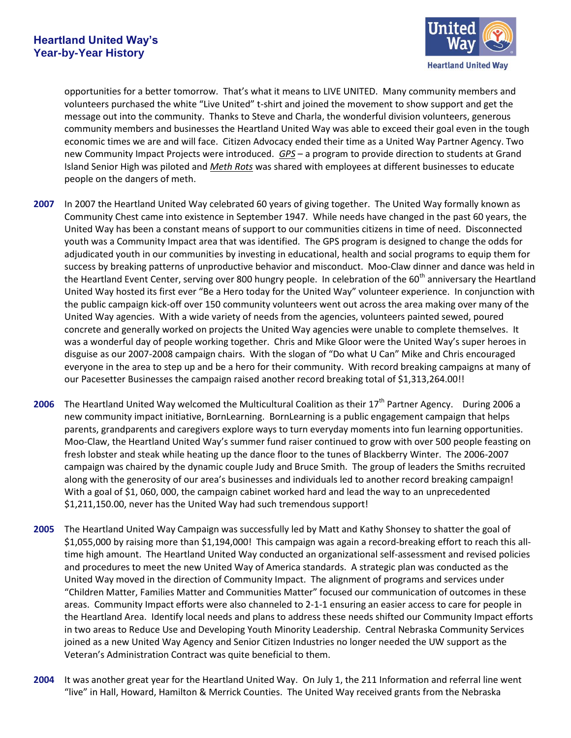opportunities for a better tomorrow. That's what it means to LIVE UNITED. Many community members and volunteers purchased the white "Live United" t-shirt and joined the movement to show support and get the message out into the community. Thanks to Steve and Charla, the wonderful division volunteers, generous community members and businesses the Heartland United Way was able to exceed their goal even in the tough economic times we are and will face. Citizen Advocacy ended their time as a United Way Partner Agency. Two new Community Impact Projects were introduced. *GPS* – a program to provide direction to students at Grand Island Senior High was piloted and *Meth Rots* was shared with employees at different businesses to educate people on the dangers of meth.

**2007** In 2007 the Heartland United Way celebrated 60 years of giving together. The United Way formally known as Community Chest came into existence in September 1947. While needs have changed in the past 60 years, the United Way has been a constant means of support to our communities citizens in time of need. Disconnected youth was a Community Impact area that was identified. The GPS program is designed to change the odds for adjudicated youth in our communities by investing in educational, health and social programs to equip them for success by breaking patterns of unproductive behavior and misconduct. Moo-Claw dinner and dance was held in the Heartland Event Center, serving over 800 hungry people. In celebration of the 60th anniversary the Heartland United Way hosted its first ever "Be a Hero today for the United Way" volunteer experience. In conjunction with the public campaign kick-off over 150 community volunteers went out across the area making over many of the United Way agencies. With a wide variety of needs from the agencies, volunteers painted sewed, poured concrete and generally worked on projects the United Way agencies were unable to complete themselves. It was a wonderful day of people working together. Chris and Mike Gloor were the United Way's super heroes in disguise as our 2007-2008 campaign chairs. With the slogan of "Do what U Can" Mike and Chris encouraged everyone in the area to step up and be a hero for their community. With record breaking campaigns at many of our Pacesetter Businesses the campaign raised another record breaking total of $1,313,264.00!!

**2006** The Heartland United Way welcomed the Multicultural Coalition as their 17th Partner Agency. During 2006 a new community impact initiative, BornLearning. BornLearning is a public engagement campaign that helps parents, grandparents and caregivers explore ways to turn everyday moments into fun learning opportunities. Moo-Claw, the Heartland United Way's summer fund raiser continued to grow with over 500 people feasting on fresh lobster and steak while heating up the dance floor to the tunes of Blackberry Winter. The 2006-2007 campaign was chaired by the dynamic couple Judy and Bruce Smith. The group of leaders the Smiths recruited along with the generosity of our area's businesses and individuals led to another record breaking campaign! With a goal of $1, 060, 000, the campaign cabinet worked hard and lead the way to an unprecedented $1,211,150.00, never has the United Way had such tremendous support!

**2005** The Heartland United Way Campaign was successfully led by Matt and Kathy Shonsey to shatter the goal of $1,055,000 by raising more than $1,194,000! This campaign was again a record-breaking effort to reach this all-time high amount. The Heartland United Way conducted an organizational self-assessment and revised policies and procedures to meet the new United Way of America standards. A strategic plan was conducted as the United Way moved in the direction of Community Impact. The alignment of programs and services under "Children Matter, Families Matter and Communities Matter" focused our communication of outcomes in these areas. Community Impact efforts were also channeled to 2-1-1 ensuring an easier access to care for people in the Heartland Area. Identify local needs and plans to address these needs shifted our Community Impact efforts in two areas to Reduce Use and Developing Youth Minority Leadership. Central Nebraska Community Services joined as a new United Way Agency and Senior Citizen Industries no longer needed the UW support as the Veteran's Administration Contract was quite beneficial to them.

**2004** It was another great year for the Heartland United Way. On July 1, the 211 Information and referral line went "live" in Hall, Howard, Hamilton & Merrick Counties. The United Way received grants from the Nebraska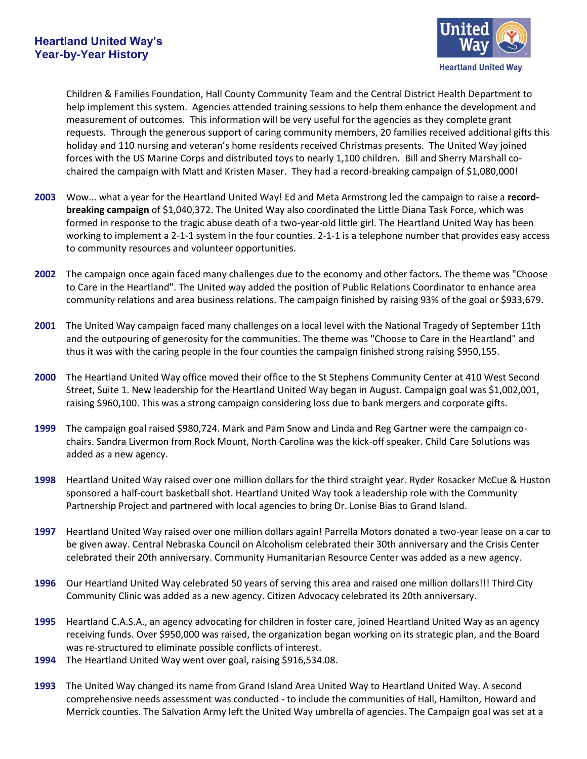Children & Families Foundation, Hall County Community Team and the Central District Health Department to help implement this system. Agencies attended training sessions to help them enhance the development and measurement of outcomes. This information will be very useful for the agencies as they complete grant requests. Through the generous support of caring community members, 20 families received additional gifts this holiday and 110 nursing and veteran's home residents received Christmas presents. The United Way joined forces with the US Marine Corps and distributed toys to nearly 1,100 children. Bill and Sherry Marshall co-chaired the campaign with Matt and Kristen Maser. They had a record-breaking campaign of $1,080,000!

**2003** Wow... what a year for the Heartland United Way! Ed and Meta Armstrong led the campaign to raise a **record-breaking campaign** of $1,040,372. The United Way also coordinated the Little Diana Task Force, which was formed in response to the tragic abuse death of a two-year-old little girl. The Heartland United Way has been working to implement a 2-1-1 system in the four counties. 2-1-1 is a telephone number that provides easy access to community resources and volunteer opportunities.

**2002** The campaign once again faced many challenges due to the economy and other factors. The theme was "Choose to Care in the Heartland". The United way added the position of Public Relations Coordinator to enhance area community relations and area business relations. The campaign finished by raising 93% of the goal or $933,679.

**2001** The United Way campaign faced many challenges on a local level with the National Tragedy of September 11th and the outpouring of generosity for the communities. The theme was "Choose to Care in the Heartland" and thus it was with the caring people in the four counties the campaign finished strong raising $950,155.

**2000** The Heartland United Way office moved their office to the St Stephens Community Center at 410 West Second Street, Suite 1. New leadership for the Heartland United Way began in August. Campaign goal was $1,002,001, raising $960,100. This was a strong campaign considering loss due to bank mergers and corporate gifts.

**1999** The campaign goal raised $980,724. Mark and Pam Snow and Linda and Reg Gartner were the campaign co-chairs. Sandra Livermon from Rock Mount, North Carolina was the kick-off speaker. Child Care Solutions was added as a new agency.

**1998** Heartland United Way raised over one million dollars for the third straight year. Ryder Rosacker McCue & Huston sponsored a half-court basketball shot. Heartland United Way took a leadership role with the Community Partnership Project and partnered with local agencies to bring Dr. Lonise Bias to Grand Island.

**1997** Heartland United Way raised over one million dollars again! Parrella Motors donated a two-year lease on a car to be given away. Central Nebraska Council on Alcoholism celebrated their 30th anniversary and the Crisis Center celebrated their 20th anniversary. Community Humanitarian Resource Center was added as a new agency.

**1996** Our Heartland United Way celebrated 50 years of serving this area and raised one million dollars!!! Third City Community Clinic was added as a new agency. Citizen Advocacy celebrated its 20th anniversary.

**1995** Heartland C.A.S.A., an agency advocating for children in foster care, joined Heartland United Way as an agency receiving funds. Over $950,000 was raised, the organization began working on its strategic plan, and the Board was re-structured to eliminate possible conflicts of interest.

**1994** The Heartland United Way went over goal, raising $916,534.08.

**1993** The United Way changed its name from Grand Island Area United Way to Heartland United Way. A second comprehensive needs assessment was conducted - to include the communities of Hall, Hamilton, Howard and Merrick counties. The Salvation Army left the United Way umbrella of agencies. The Campaign goal was set at a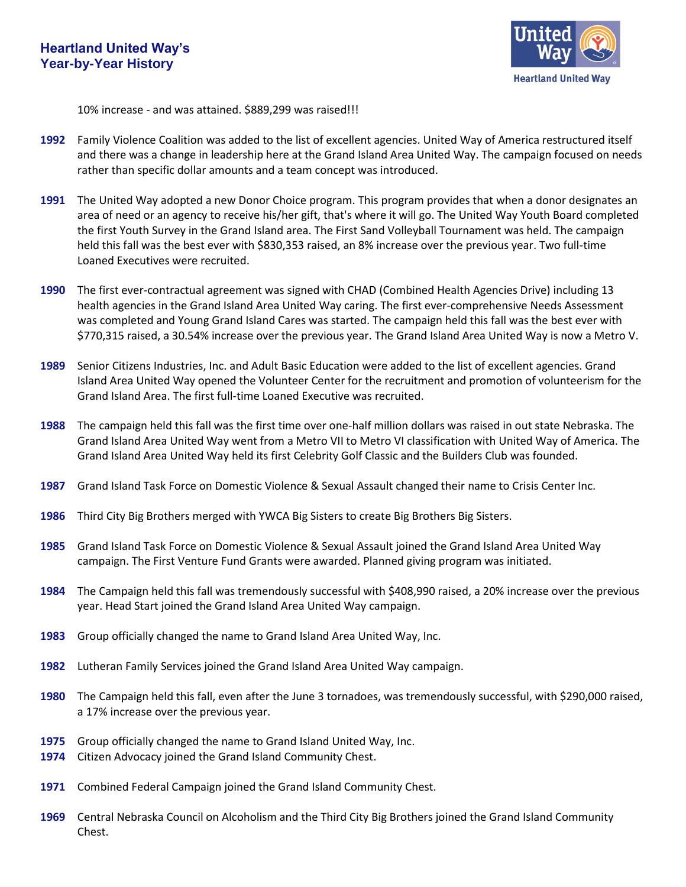10% increase - and was attained. $889,299 was raised!!!

**1992** Family Violence Coalition was added to the list of excellent agencies. United Way of America restructured itself and there was a change in leadership here at the Grand Island Area United Way. The campaign focused on needs rather than specific dollar amounts and a team concept was introduced.

**1991** The United Way adopted a new Donor Choice program. This program provides that when a donor designates an area of need or an agency to receive his/her gift, that's where it will go. The United Way Youth Board completed the first Youth Survey in the Grand Island area. The First Sand Volleyball Tournament was held. The campaign held this fall was the best ever with $830,353 raised, an 8% increase over the previous year. Two full-time Loaned Executives were recruited.

**1990** The first ever-contractual agreement was signed with CHAD (Combined Health Agencies Drive) including 13 health agencies in the Grand Island Area United Way caring. The first ever-comprehensive Needs Assessment was completed and Young Grand Island Cares was started. The campaign held this fall was the best ever with $770,315 raised, a 30.54% increase over the previous year. The Grand Island Area United Way is now a Metro V.

**1989** Senior Citizens Industries, Inc. and Adult Basic Education were added to the list of excellent agencies. Grand Island Area United Way opened the Volunteer Center for the recruitment and promotion of volunteerism for the Grand Island Area. The first full-time Loaned Executive was recruited.

**1988** The campaign held this fall was the first time over one-half million dollars was raised in out state Nebraska. The Grand Island Area United Way went from a Metro VII to Metro VI classification with United Way of America. The Grand Island Area United Way held its first Celebrity Golf Classic and the Builders Club was founded.

**1987** Grand Island Task Force on Domestic Violence & Sexual Assault changed their name to Crisis Center Inc.

**1986** Third City Big Brothers merged with YWCA Big Sisters to create Big Brothers Big Sisters.

**1985** Grand Island Task Force on Domestic Violence & Sexual Assault joined the Grand Island Area United Way campaign. The First Venture Fund Grants were awarded. Planned giving program was initiated.

**1984** The Campaign held this fall was tremendously successful with $408,990 raised, a 20% increase over the previous year. Head Start joined the Grand Island Area United Way campaign.

**1983** Group officially changed the name to Grand Island Area United Way, Inc.

**1982** Lutheran Family Services joined the Grand Island Area United Way campaign.

**1980** The Campaign held this fall, even after the June 3 tornadoes, was tremendously successful, with $290,000 raised, a 17% increase over the previous year.

**1975** Group officially changed the name to Grand Island United Way, Inc.

**1974** Citizen Advocacy joined the Grand Island Community Chest.

**1971** Combined Federal Campaign joined the Grand Island Community Chest.

**1969** Central Nebraska Council on Alcoholism and the Third City Big Brothers joined the Grand Island Community Chest.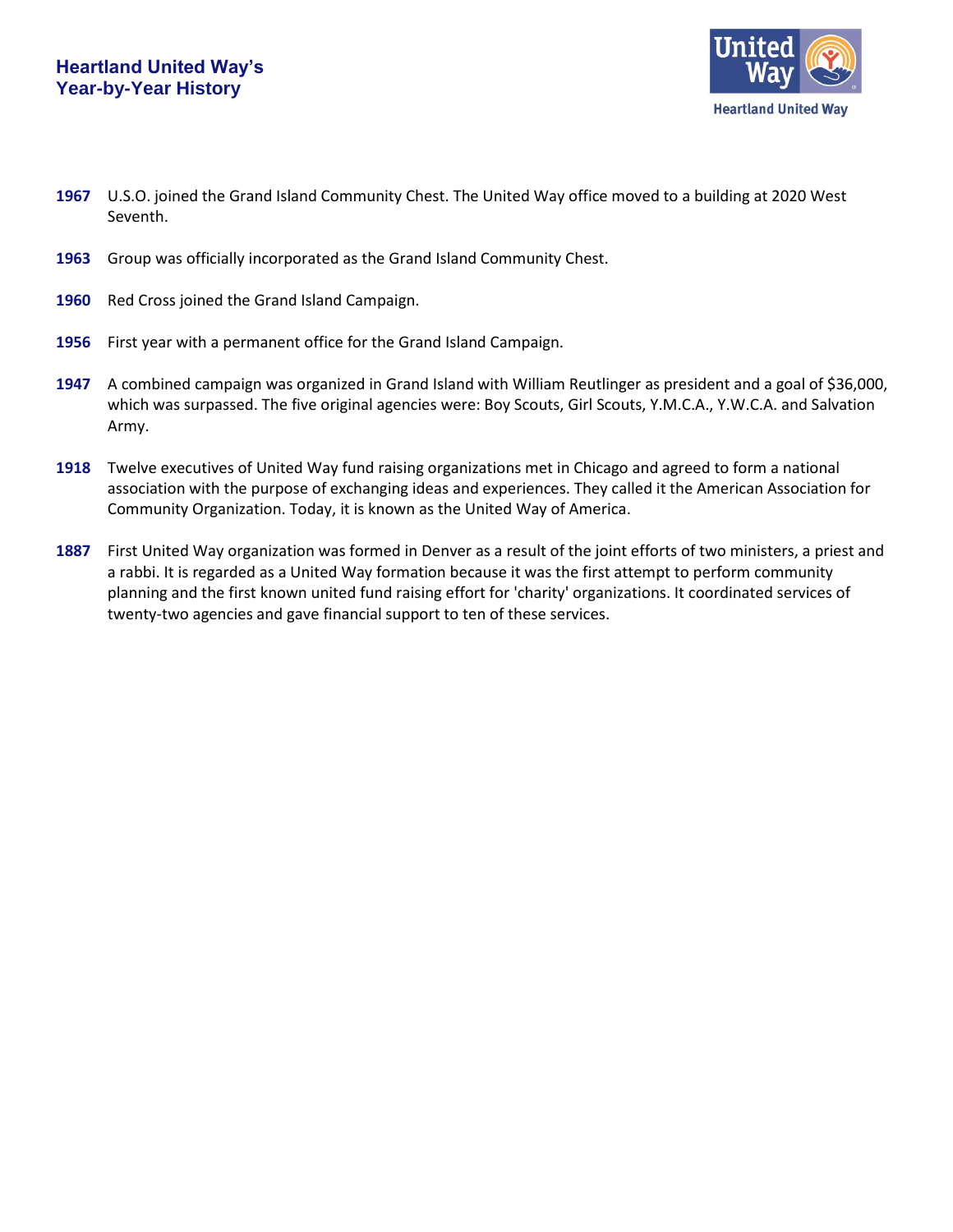## Heartland United Way's Year-by-Year History

**1967** U.S.O. joined the Grand Island Community Chest. The United Way office moved to a building at 2020 West Seventh.

**1963** Group was officially incorporated as the Grand Island Community Chest.

**1960** Red Cross joined the Grand Island Campaign.

**1956** First year with a permanent office for the Grand Island Campaign.

**1947** A combined campaign was organized in Grand Island with William Reutlinger as president and a goal of $36,000, which was surpassed. The five original agencies were: Boy Scouts, Girl Scouts, Y.M.C.A., Y.W.C.A. and Salvation Army.

**1918** Twelve executives of United Way fund raising organizations met in Chicago and agreed to form a national association with the purpose of exchanging ideas and experiences. They called it the American Association for Community Organization. Today, it is known as the United Way of America.

**1887** First United Way organization was formed in Denver as a result of the joint efforts of two ministers, a priest and a rabbi. It is regarded as a United Way formation because it was the first attempt to perform community planning and the first known united fund raising effort for 'charity' organizations. It coordinated services of twenty-two agencies and gave financial support to ten of these services.